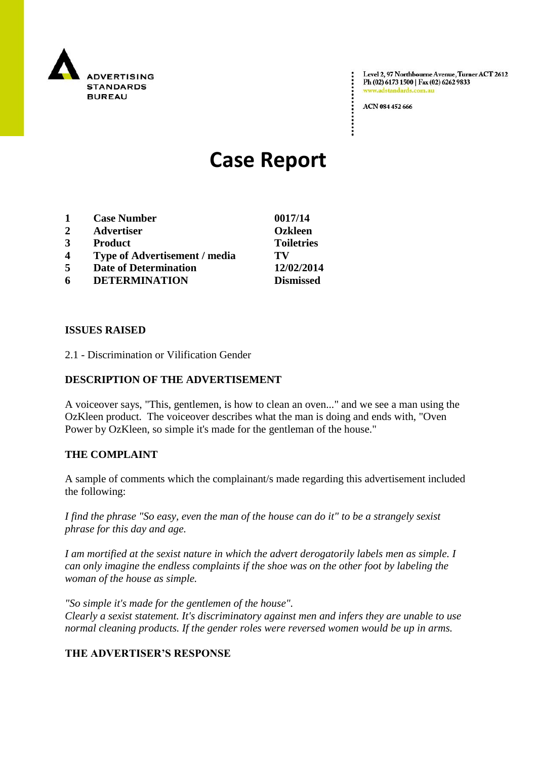ADVERTISING STANDARDS BUREAU

Level 2, 97 Northbourne Avenue, Turner ACT 2612
Ph (02) 6173 1500 | Fax (02) 6262 9833
www.adstandards.com.au

ACN 084 452 666

# Case Report

| | | |
|---|---|---|
| **1** | **Case Number** | **0017/14** |
| **2** | **Advertiser** | **Ozkleen** |
| **3** | **Product** | **Toiletries** |
| **4** | **Type of Advertisement / media** | **TV** |
| **5** | **Date of Determination** | **12/02/2014** |
| **6** | **DETERMINATION** | **Dismissed** |

**ISSUES RAISED**

2.1 - Discrimination or Vilification Gender

**DESCRIPTION OF THE ADVERTISEMENT**

A voiceover says, "This, gentlemen, is how to clean an oven..." and we see a man using the OzKleen product. The voiceover describes what the man is doing and ends with, "Oven Power by OzKleen, so simple it's made for the gentleman of the house."

**THE COMPLAINT**

A sample of comments which the complainant/s made regarding this advertisement included the following:

*I find the phrase "So easy, even the man of the house can do it" to be a strangely sexist phrase for this day and age.*

*I am mortified at the sexist nature in which the advert derogatorily labels men as simple. I can only imagine the endless complaints if the shoe was on the other foot by labeling the woman of the house as simple.*

*"So simple it's made for the gentlemen of the house".*
*Clearly a sexist statement. It's discriminatory against men and infers they are unable to use normal cleaning products. If the gender roles were reversed women would be up in arms.*

**THE ADVERTISER'S RESPONSE**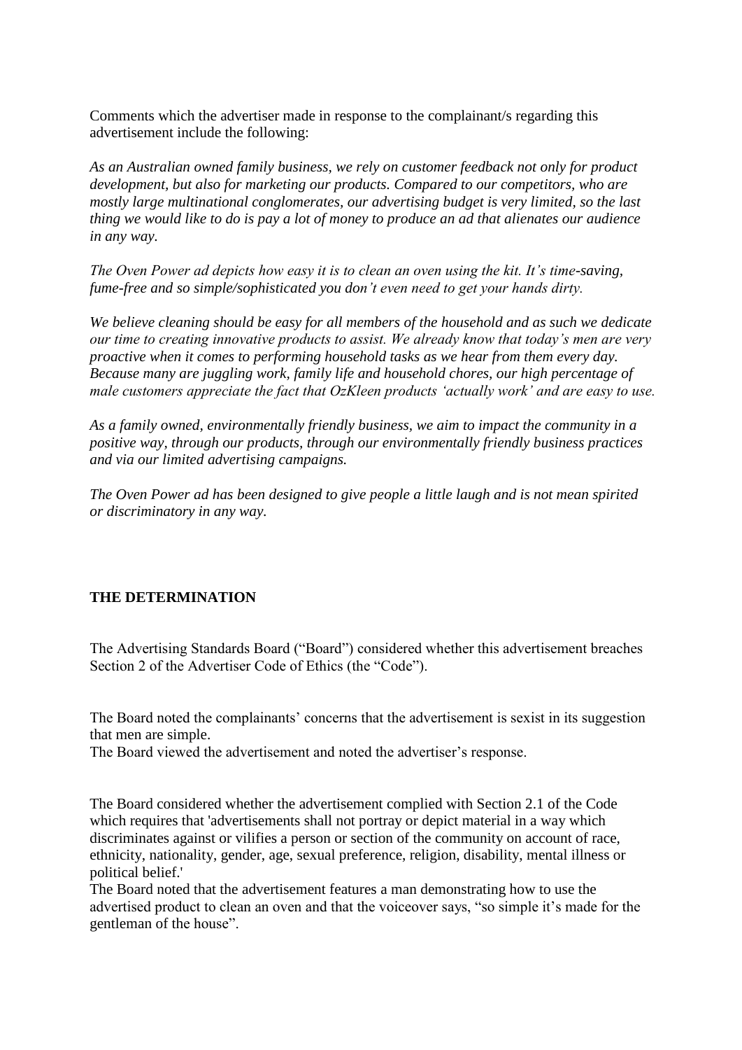Comments which the advertiser made in response to the complainant/s regarding this advertisement include the following:

*As an Australian owned family business, we rely on customer feedback not only for product development, but also for marketing our products. Compared to our competitors, who are mostly large multinational conglomerates, our advertising budget is very limited, so the last thing we would like to do is pay a lot of money to produce an ad that alienates our audience in any way.*

*The Oven Power ad depicts how easy it is to clean an oven using the kit. It's time-saving, fume-free and so simple/sophisticated you don't even need to get your hands dirty.*

*We believe cleaning should be easy for all members of the household and as such we dedicate our time to creating innovative products to assist. We already know that today's men are very proactive when it comes to performing household tasks as we hear from them every day. Because many are juggling work, family life and household chores, our high percentage of male customers appreciate the fact that OzKleen products 'actually work' and are easy to use.*

*As a family owned, environmentally friendly business, we aim to impact the community in a positive way, through our products, through our environmentally friendly business practices and via our limited advertising campaigns.*

*The Oven Power ad has been designed to give people a little laugh and is not mean spirited or discriminatory in any way.*

**THE DETERMINATION**

The Advertising Standards Board ("Board") considered whether this advertisement breaches Section 2 of the Advertiser Code of Ethics (the "Code").

The Board noted the complainants' concerns that the advertisement is sexist in its suggestion that men are simple.

The Board viewed the advertisement and noted the advertiser's response.

The Board considered whether the advertisement complied with Section 2.1 of the Code which requires that 'advertisements shall not portray or depict material in a way which discriminates against or vilifies a person or section of the community on account of race, ethnicity, nationality, gender, age, sexual preference, religion, disability, mental illness or political belief.'

The Board noted that the advertisement features a man demonstrating how to use the advertised product to clean an oven and that the voiceover says, "so simple it's made for the gentleman of the house".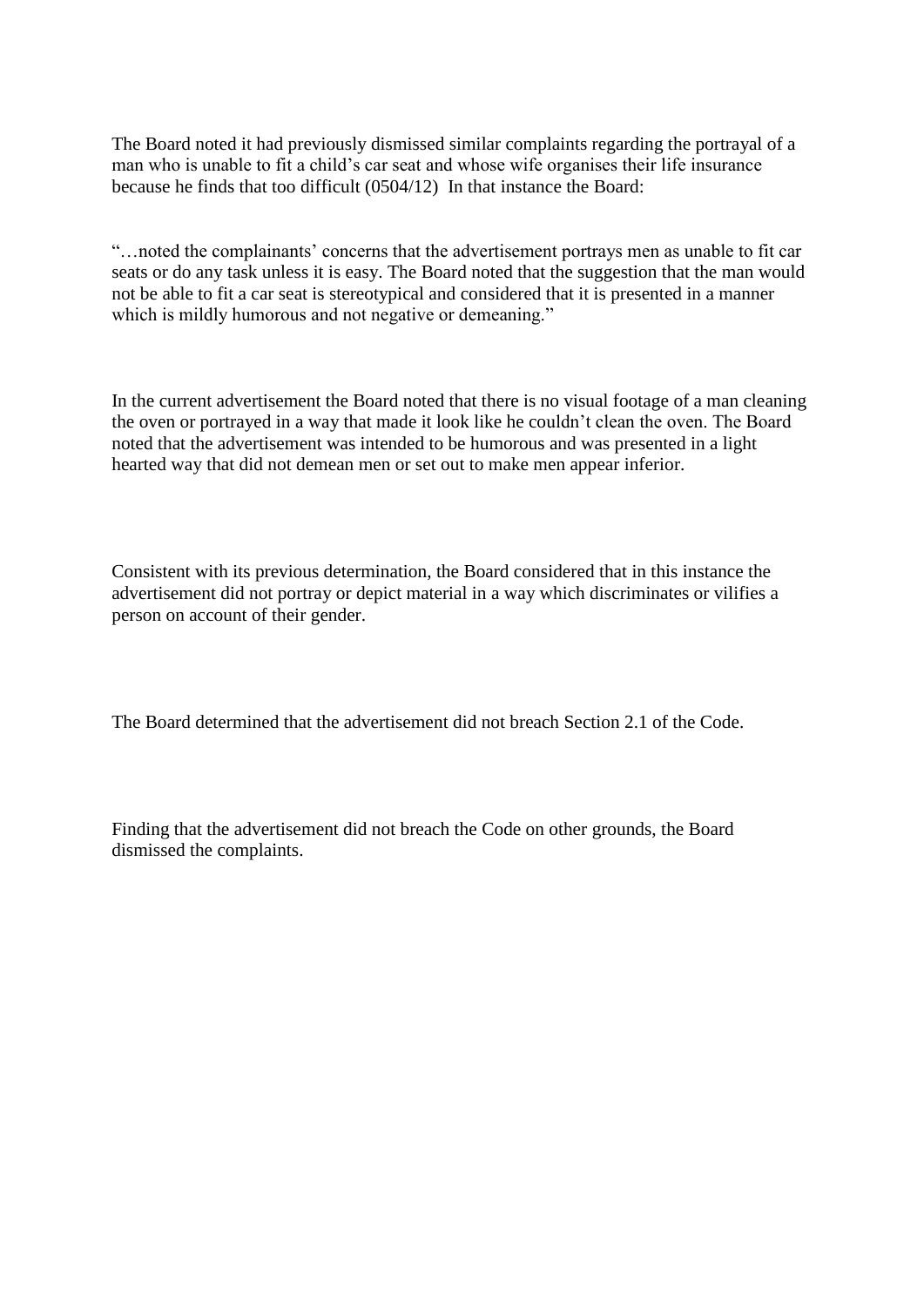The Board noted it had previously dismissed similar complaints regarding the portrayal of a man who is unable to fit a child's car seat and whose wife organises their life insurance because he finds that too difficult (0504/12) In that instance the Board:

"…noted the complainants' concerns that the advertisement portrays men as unable to fit car seats or do any task unless it is easy. The Board noted that the suggestion that the man would not be able to fit a car seat is stereotypical and considered that it is presented in a manner which is mildly humorous and not negative or demeaning."

In the current advertisement the Board noted that there is no visual footage of a man cleaning the oven or portrayed in a way that made it look like he couldn't clean the oven. The Board noted that the advertisement was intended to be humorous and was presented in a light hearted way that did not demean men or set out to make men appear inferior.

Consistent with its previous determination, the Board considered that in this instance the advertisement did not portray or depict material in a way which discriminates or vilifies a person on account of their gender.

The Board determined that the advertisement did not breach Section 2.1 of the Code.

Finding that the advertisement did not breach the Code on other grounds, the Board dismissed the complaints.